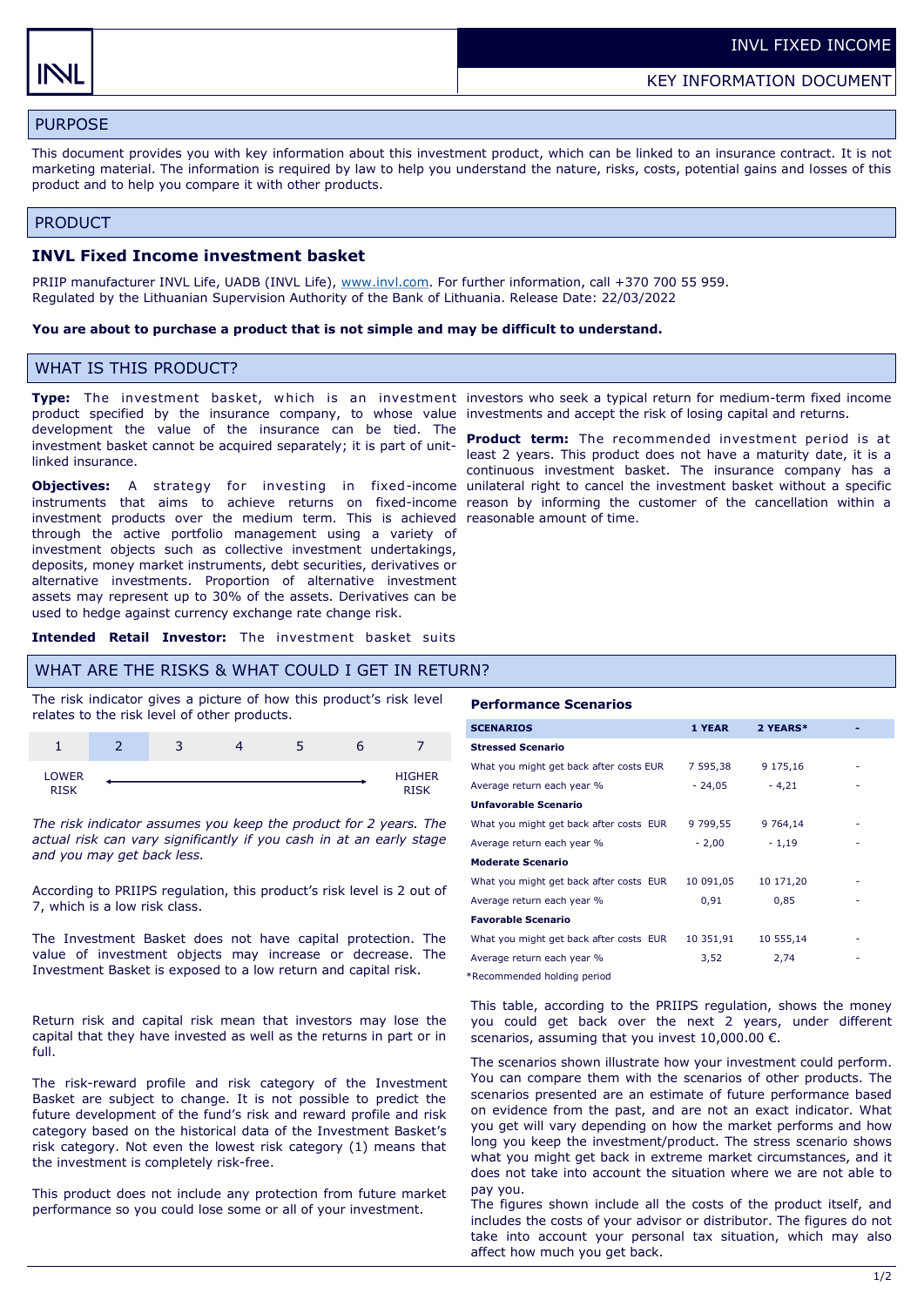INVL FIXED INCOME

KEY INFORMATION DOCUMENT

## PURPOSE

This document provides you with key information about this investment product, which can be linked to an insurance contract. It is not marketing material. The information is required by law to help you understand the nature, risks, costs, potential gains and losses of this product and to help you compare it with other products.

## PRODUCT

### INVL Fixed Income investment basket

PRIIP manufacturer INVL Life, UADB (INVL Life), www.invl.com. For further information, call +370 700 55 959.
Regulated by the Lithuanian Supervision Authority of the Bank of Lithuania. Release Date: 22/03/2022

**You are about to purchase a product that is not simple and may be difficult to understand.**

## WHAT IS THIS PRODUCT?

**Type:** The investment basket, which is an investment product specified by the insurance company, to whose value development the value of the insurance can be tied. The investment basket cannot be acquired separately; it is part of unit-linked insurance.

**Objectives:** A strategy for investing in fixed-income instruments that aims to achieve returns on fixed-income investment products over the medium term. This is achieved through the active portfolio management using a variety of investment objects such as collective investment undertakings, deposits, money market instruments, debt securities, derivatives or alternative investments. Proportion of alternative investment assets may represent up to 30% of the assets. Derivatives can be used to hedge against currency exchange rate change risk.

**Intended Retail Investor:** The investment basket suits investors who seek a typical return for medium-term fixed income investments and accept the risk of losing capital and returns.

**Product term:** The recommended investment period is at least 2 years. This product does not have a maturity date, it is a continuous investment basket. The insurance company has a unilateral right to cancel the investment basket without a specific reason by informing the customer of the cancellation within a reasonable amount of time.

## WHAT ARE THE RISKS & WHAT COULD I GET IN RETURN?

The risk indicator gives a picture of how this product's risk level relates to the risk level of other products.

| 1 | **2** | 3 | 4 | 5 | 6 | 7 |
|---|---|---|---|---|---|---|
| LOWER RISK | | | | | | HIGHER RISK |

*The risk indicator assumes you keep the product for 2 years. The actual risk can vary significantly if you cash in at an early stage and you may get back less.*

According to PRIIPS regulation, this product's risk level is 2 out of 7, which is a low risk class.

The Investment Basket does not have capital protection. The value of investment objects may increase or decrease. The Investment Basket is exposed to a low return and capital risk.

Return risk and capital risk mean that investors may lose the capital that they have invested as well as the returns in part or in full.

The risk-reward profile and risk category of the Investment Basket are subject to change. It is not possible to predict the future development of the fund's risk and reward profile and risk category based on the historical data of the Investment Basket's risk category. Not even the lowest risk category (1) means that the investment is completely risk-free.

This product does not include any protection from future market performance so you could lose some or all of your investment.

### Performance Scenarios

| SCENARIOS | 1 YEAR | 2 YEARS* | - |
|---|---|---|---|
| **Stressed Scenario** | | | |
| What you might get back after costs EUR | 7 595,38 | 9 175,16 | - |
| Average return each year % | - 24,05 | - 4,21 | - |
| **Unfavorable Scenario** | | | |
| What you might get back after costs EUR | 9 799,55 | 9 764,14 | - |
| Average return each year % | - 2,00 | - 1,19 | - |
| **Moderate Scenario** | | | |
| What you might get back after costs EUR | 10 091,05 | 10 171,20 | - |
| Average return each year % | 0,91 | 0,85 | - |
| **Favorable Scenario** | | | |
| What you might get back after costs EUR | 10 351,91 | 10 555,14 | - |
| Average return each year % | 3,52 | 2,74 | - |

*Recommended holding period

This table, according to the PRIIPS regulation, shows the money you could get back over the next 2 years, under different scenarios, assuming that you invest 10,000.00 €.

The scenarios shown illustrate how your investment could perform. You can compare them with the scenarios of other products. The scenarios presented are an estimate of future performance based on evidence from the past, and are not an exact indicator. What you get will vary depending on how the market performs and how long you keep the investment/product. The stress scenario shows what you might get back in extreme market circumstances, and it does not take into account the situation where we are not able to pay you.
The figures shown include all the costs of the product itself, and includes the costs of your advisor or distributor. The figures do not take into account your personal tax situation, which may also affect how much you get back.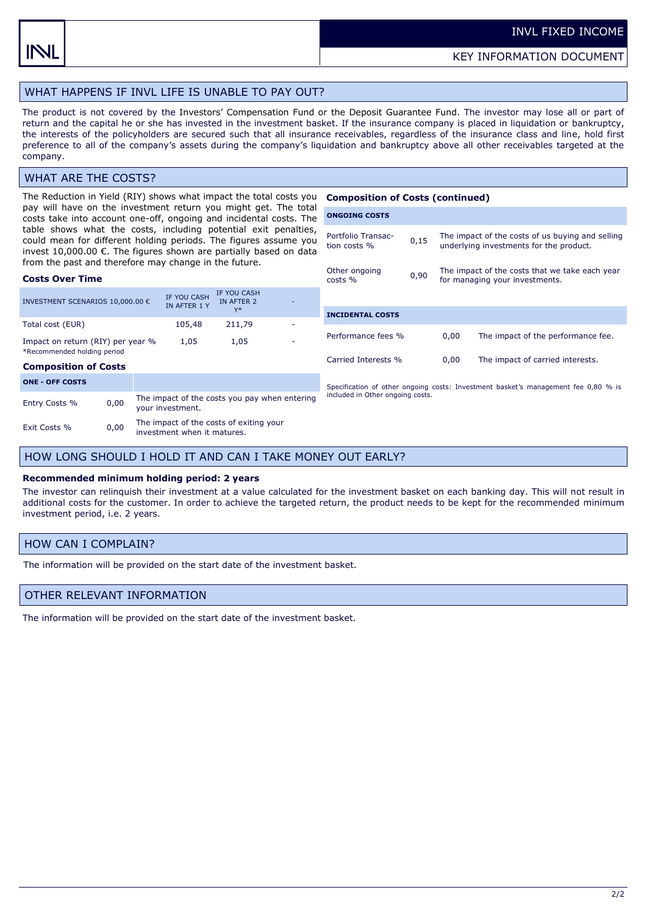## WHAT HAPPENS IF INVL LIFE IS UNABLE TO PAY OUT?

The product is not covered by the Investors' Compensation Fund or the Deposit Guarantee Fund. The investor may lose all or part of return and the capital he or she has invested in the investment basket. If the insurance company is placed in liquidation or bankruptcy, the interests of the policyholders are secured such that all insurance receivables, regardless of the insurance class and line, hold first preference to all of the company's assets during the company's liquidation and bankruptcy above all other receivables targeted at the company.

## WHAT ARE THE COSTS?

The Reduction in Yield (RIY) shows what impact the total costs you pay will have on the investment return you might get. The total costs take into account one-off, ongoing and incidental costs. The table shows what the costs, including potential exit penalties, could mean for different holding periods. The figures assume you invest 10,000.00 €. The figures shown are partially based on data from the past and therefore may change in the future.

### Costs Over Time

| INVESTMENT SCENARIOS 10,000.00 € | IF YOU CASH IN AFTER 1 Y | IF YOU CASH IN AFTER 2 Y* | - |
|---|---|---|---|
| Total cost (EUR) | 105,48 | 211,79 | - |
| Impact on return (RIY) per year % | 1,05 | 1,05 | - |

*Recommended holding period

### Composition of Costs

| ONE - OFF COSTS | | |
|---|---|---|
| Entry Costs % | 0,00 | The impact of the costs you pay when entering your investment. |
| Exit Costs % | 0,00 | The impact of the costs of exiting your investment when it matures. |

### Composition of Costs (continued)

| ONGOING COSTS | | |
|---|---|---|
| Portfolio Transaction costs % | 0,15 | The impact of the costs of us buying and selling underlying investments for the product. |
| Other ongoing costs % | 0,90 | The impact of the costs that we take each year for managing your investments. |

| INCIDENTAL COSTS | | |
|---|---|---|
| Performance fees % | 0,00 | The impact of the performance fee. |
| Carried Interests % | 0,00 | The impact of carried interests. |

Specification of other ongoing costs: Investment basket's management fee 0,80 % is included in Other ongoing costs.

## HOW LONG SHOULD I HOLD IT AND CAN I TAKE MONEY OUT EARLY?

**Recommended minimum holding period: 2 years**

The investor can relinquish their investment at a value calculated for the investment basket on each banking day. This will not result in additional costs for the customer. In order to achieve the targeted return, the product needs to be kept for the recommended minimum investment period, i.e. 2 years.

## HOW CAN I COMPLAIN?

The information will be provided on the start date of the investment basket.

## OTHER RELEVANT INFORMATION

The information will be provided on the start date of the investment basket.